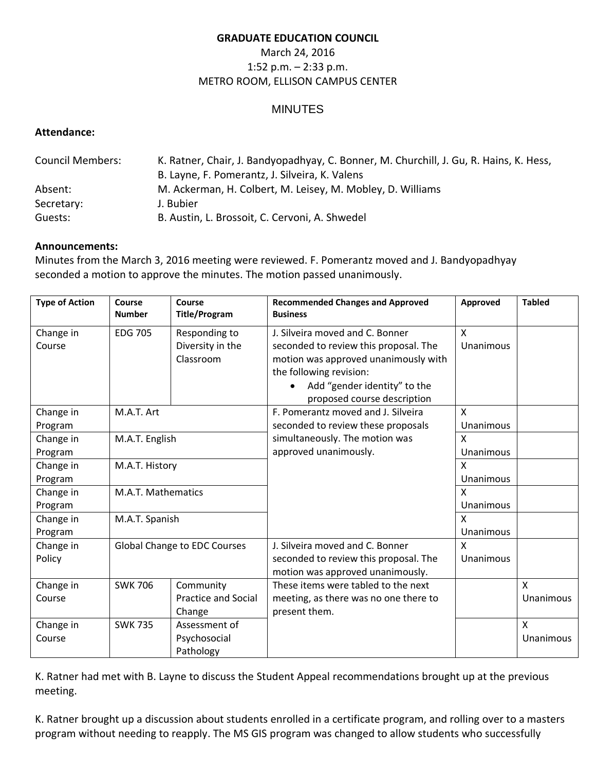**GRADUATE EDUCATION COUNCIL**

March 24, 2016

1:52 p.m. – 2:33 p.m.

METRO ROOM, ELLISON CAMPUS CENTER

MINUTES

**Attendance:**

Council Members: K. Ratner, Chair, J. Bandyopadhyay, C. Bonner, M. Churchill, J. Gu, R. Hains, K. Hess, B. Layne, F. Pomerantz, J. Silveira, K. Valens

Absent: M. Ackerman, H. Colbert, M. Leisey, M. Mobley, D. Williams

Secretary: J. Bubier

Guests: B. Austin, L. Brossoit, C. Cervoni, A. Shwedel

**Announcements:**

Minutes from the March 3, 2016 meeting were reviewed. F. Pomerantz moved and J. Bandyopadhyay seconded a motion to approve the minutes. The motion passed unanimously.

| Type of Action | Course Number | Course Title/Program | Recommended Changes and Approved Business | Approved | Tabled |
|---|---|---|---|---|---|
| Change in Course | EDG 705 | Responding to Diversity in the Classroom | J. Silveira moved and C. Bonner seconded to review this proposal. The motion was approved unanimously with the following revision: • Add "gender identity" to the proposed course description | X Unanimous | |
| Change in Program | M.A.T. Art | | F. Pomerantz moved and J. Silveira seconded to review these proposals simultaneously. The motion was approved unanimously. | X Unanimous | |
| Change in Program | M.A.T. English | | | X Unanimous | |
| Change in Program | M.A.T. History | | | X Unanimous | |
| Change in Program | M.A.T. Mathematics | | | X Unanimous | |
| Change in Program | M.A.T. Spanish | | | X Unanimous | |
| Change in Policy | Global Change to EDC Courses | | J. Silveira moved and C. Bonner seconded to review this proposal. The motion was approved unanimously. | X Unanimous | |
| Change in Course | SWK 706 | Community Practice and Social Change | These items were tabled to the next meeting, as there was no one there to present them. | | X Unanimous |
| Change in Course | SWK 735 | Assessment of Psychosocial Pathology | | | X Unanimous |

K. Ratner had met with B. Layne to discuss the Student Appeal recommendations brought up at the previous meeting.

K. Ratner brought up a discussion about students enrolled in a certificate program, and rolling over to a masters program without needing to reapply. The MS GIS program was changed to allow students who successfully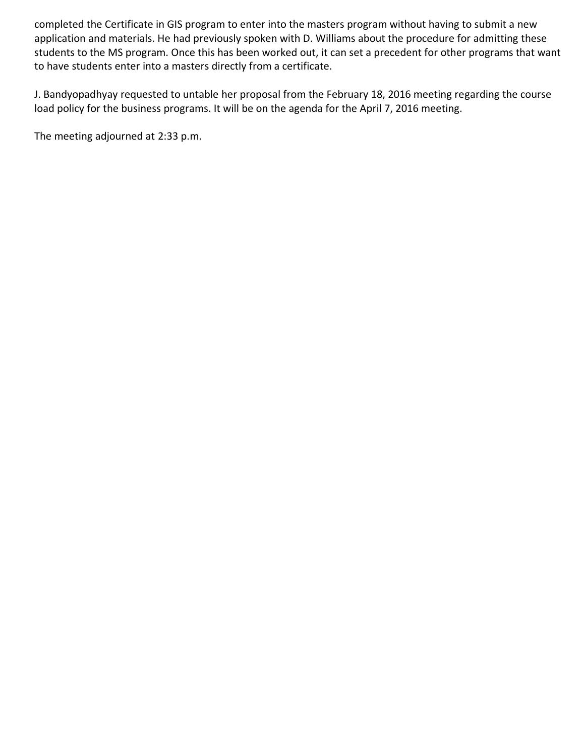completed the Certificate in GIS program to enter into the masters program without having to submit a new application and materials. He had previously spoken with D. Williams about the procedure for admitting these students to the MS program. Once this has been worked out, it can set a precedent for other programs that want to have students enter into a masters directly from a certificate.

J. Bandyopadhyay requested to untable her proposal from the February 18, 2016 meeting regarding the course load policy for the business programs. It will be on the agenda for the April 7, 2016 meeting.

The meeting adjourned at 2:33 p.m.